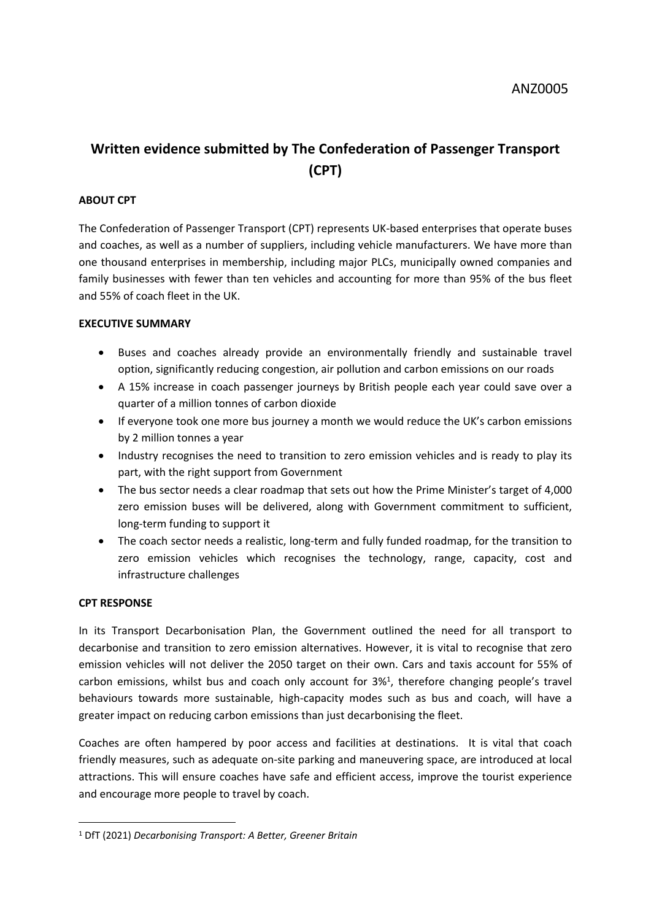ANZ0005

# Written evidence submitted by The Confederation of Passenger Transport (CPT)

**ABOUT CPT**

The Confederation of Passenger Transport (CPT) represents UK-based enterprises that operate buses and coaches, as well as a number of suppliers, including vehicle manufacturers. We have more than one thousand enterprises in membership, including major PLCs, municipally owned companies and family businesses with fewer than ten vehicles and accounting for more than 95% of the bus fleet and 55% of coach fleet in the UK.

**EXECUTIVE SUMMARY**

- Buses and coaches already provide an environmentally friendly and sustainable travel option, significantly reducing congestion, air pollution and carbon emissions on our roads
- A 15% increase in coach passenger journeys by British people each year could save over a quarter of a million tonnes of carbon dioxide
- If everyone took one more bus journey a month we would reduce the UK's carbon emissions by 2 million tonnes a year
- Industry recognises the need to transition to zero emission vehicles and is ready to play its part, with the right support from Government
- The bus sector needs a clear roadmap that sets out how the Prime Minister's target of 4,000 zero emission buses will be delivered, along with Government commitment to sufficient, long-term funding to support it
- The coach sector needs a realistic, long-term and fully funded roadmap, for the transition to zero emission vehicles which recognises the technology, range, capacity, cost and infrastructure challenges

**CPT RESPONSE**

In its Transport Decarbonisation Plan, the Government outlined the need for all transport to decarbonise and transition to zero emission alternatives. However, it is vital to recognise that zero emission vehicles will not deliver the 2050 target on their own. Cars and taxis account for 55% of carbon emissions, whilst bus and coach only account for 3%[1], therefore changing people's travel behaviours towards more sustainable, high-capacity modes such as bus and coach, will have a greater impact on reducing carbon emissions than just decarbonising the fleet.

Coaches are often hampered by poor access and facilities at destinations. It is vital that coach friendly measures, such as adequate on-site parking and maneuvering space, are introduced at local attractions. This will ensure coaches have safe and efficient access, improve the tourist experience and encourage more people to travel by coach.

---

[1] DfT (2021) *Decarbonising Transport: A Better, Greener Britain*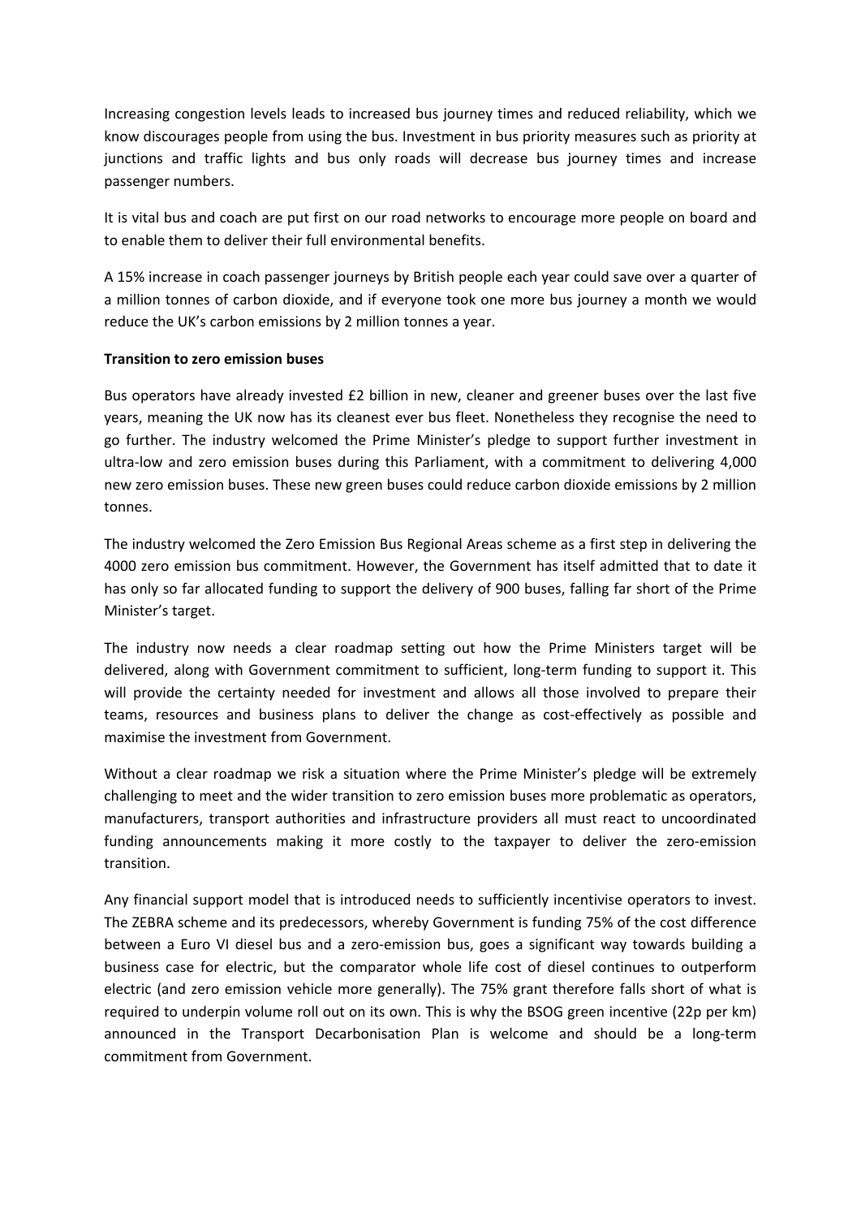Increasing congestion levels leads to increased bus journey times and reduced reliability, which we know discourages people from using the bus. Investment in bus priority measures such as priority at junctions and traffic lights and bus only roads will decrease bus journey times and increase passenger numbers.

It is vital bus and coach are put first on our road networks to encourage more people on board and to enable them to deliver their full environmental benefits.

A 15% increase in coach passenger journeys by British people each year could save over a quarter of a million tonnes of carbon dioxide, and if everyone took one more bus journey a month we would reduce the UK's carbon emissions by 2 million tonnes a year.

**Transition to zero emission buses**

Bus operators have already invested £2 billion in new, cleaner and greener buses over the last five years, meaning the UK now has its cleanest ever bus fleet. Nonetheless they recognise the need to go further. The industry welcomed the Prime Minister's pledge to support further investment in ultra-low and zero emission buses during this Parliament, with a commitment to delivering 4,000 new zero emission buses. These new green buses could reduce carbon dioxide emissions by 2 million tonnes.

The industry welcomed the Zero Emission Bus Regional Areas scheme as a first step in delivering the 4000 zero emission bus commitment. However, the Government has itself admitted that to date it has only so far allocated funding to support the delivery of 900 buses, falling far short of the Prime Minister's target.

The industry now needs a clear roadmap setting out how the Prime Ministers target will be delivered, along with Government commitment to sufficient, long-term funding to support it. This will provide the certainty needed for investment and allows all those involved to prepare their teams, resources and business plans to deliver the change as cost-effectively as possible and maximise the investment from Government.

Without a clear roadmap we risk a situation where the Prime Minister's pledge will be extremely challenging to meet and the wider transition to zero emission buses more problematic as operators, manufacturers, transport authorities and infrastructure providers all must react to uncoordinated funding announcements making it more costly to the taxpayer to deliver the zero-emission transition.

Any financial support model that is introduced needs to sufficiently incentivise operators to invest. The ZEBRA scheme and its predecessors, whereby Government is funding 75% of the cost difference between a Euro VI diesel bus and a zero-emission bus, goes a significant way towards building a business case for electric, but the comparator whole life cost of diesel continues to outperform electric (and zero emission vehicle more generally). The 75% grant therefore falls short of what is required to underpin volume roll out on its own. This is why the BSOG green incentive (22p per km) announced in the Transport Decarbonisation Plan is welcome and should be a long-term commitment from Government.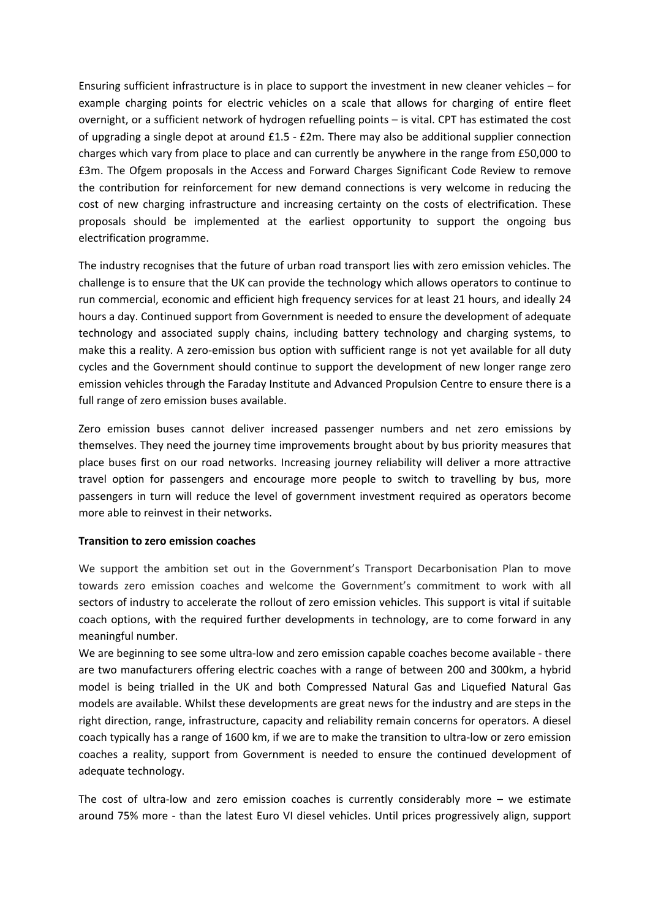Ensuring sufficient infrastructure is in place to support the investment in new cleaner vehicles – for example charging points for electric vehicles on a scale that allows for charging of entire fleet overnight, or a sufficient network of hydrogen refuelling points – is vital. CPT has estimated the cost of upgrading a single depot at around £1.5 - £2m. There may also be additional supplier connection charges which vary from place to place and can currently be anywhere in the range from £50,000 to £3m. The Ofgem proposals in the Access and Forward Charges Significant Code Review to remove the contribution for reinforcement for new demand connections is very welcome in reducing the cost of new charging infrastructure and increasing certainty on the costs of electrification. These proposals should be implemented at the earliest opportunity to support the ongoing bus electrification programme.

The industry recognises that the future of urban road transport lies with zero emission vehicles. The challenge is to ensure that the UK can provide the technology which allows operators to continue to run commercial, economic and efficient high frequency services for at least 21 hours, and ideally 24 hours a day. Continued support from Government is needed to ensure the development of adequate technology and associated supply chains, including battery technology and charging systems, to make this a reality. A zero-emission bus option with sufficient range is not yet available for all duty cycles and the Government should continue to support the development of new longer range zero emission vehicles through the Faraday Institute and Advanced Propulsion Centre to ensure there is a full range of zero emission buses available.

Zero emission buses cannot deliver increased passenger numbers and net zero emissions by themselves. They need the journey time improvements brought about by bus priority measures that place buses first on our road networks. Increasing journey reliability will deliver a more attractive travel option for passengers and encourage more people to switch to travelling by bus, more passengers in turn will reduce the level of government investment required as operators become more able to reinvest in their networks.

**Transition to zero emission coaches**

We support the ambition set out in the Government's Transport Decarbonisation Plan to move towards zero emission coaches and welcome the Government's commitment to work with all sectors of industry to accelerate the rollout of zero emission vehicles. This support is vital if suitable coach options, with the required further developments in technology, are to come forward in any meaningful number.

We are beginning to see some ultra-low and zero emission capable coaches become available - there are two manufacturers offering electric coaches with a range of between 200 and 300km, a hybrid model is being trialled in the UK and both Compressed Natural Gas and Liquefied Natural Gas models are available. Whilst these developments are great news for the industry and are steps in the right direction, range, infrastructure, capacity and reliability remain concerns for operators. A diesel coach typically has a range of 1600 km, if we are to make the transition to ultra-low or zero emission coaches a reality, support from Government is needed to ensure the continued development of adequate technology.

The cost of ultra-low and zero emission coaches is currently considerably more – we estimate around 75% more - than the latest Euro VI diesel vehicles. Until prices progressively align, support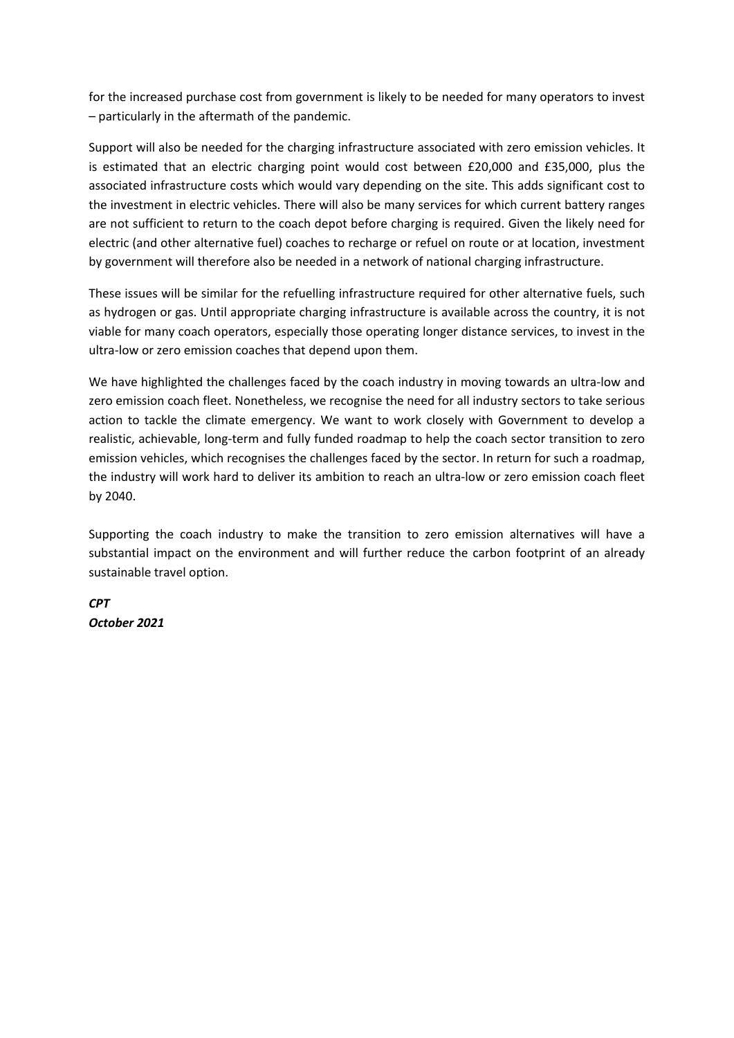for the increased purchase cost from government is likely to be needed for many operators to invest – particularly in the aftermath of the pandemic.

Support will also be needed for the charging infrastructure associated with zero emission vehicles. It is estimated that an electric charging point would cost between £20,000 and £35,000, plus the associated infrastructure costs which would vary depending on the site. This adds significant cost to the investment in electric vehicles. There will also be many services for which current battery ranges are not sufficient to return to the coach depot before charging is required. Given the likely need for electric (and other alternative fuel) coaches to recharge or refuel on route or at location, investment by government will therefore also be needed in a network of national charging infrastructure.

These issues will be similar for the refuelling infrastructure required for other alternative fuels, such as hydrogen or gas. Until appropriate charging infrastructure is available across the country, it is not viable for many coach operators, especially those operating longer distance services, to invest in the ultra-low or zero emission coaches that depend upon them.

We have highlighted the challenges faced by the coach industry in moving towards an ultra-low and zero emission coach fleet. Nonetheless, we recognise the need for all industry sectors to take serious action to tackle the climate emergency. We want to work closely with Government to develop a realistic, achievable, long-term and fully funded roadmap to help the coach sector transition to zero emission vehicles, which recognises the challenges faced by the sector. In return for such a roadmap, the industry will work hard to deliver its ambition to reach an ultra-low or zero emission coach fleet by 2040.

Supporting the coach industry to make the transition to zero emission alternatives will have a substantial impact on the environment and will further reduce the carbon footprint of an already sustainable travel option.

***CPT***
***October 2021***